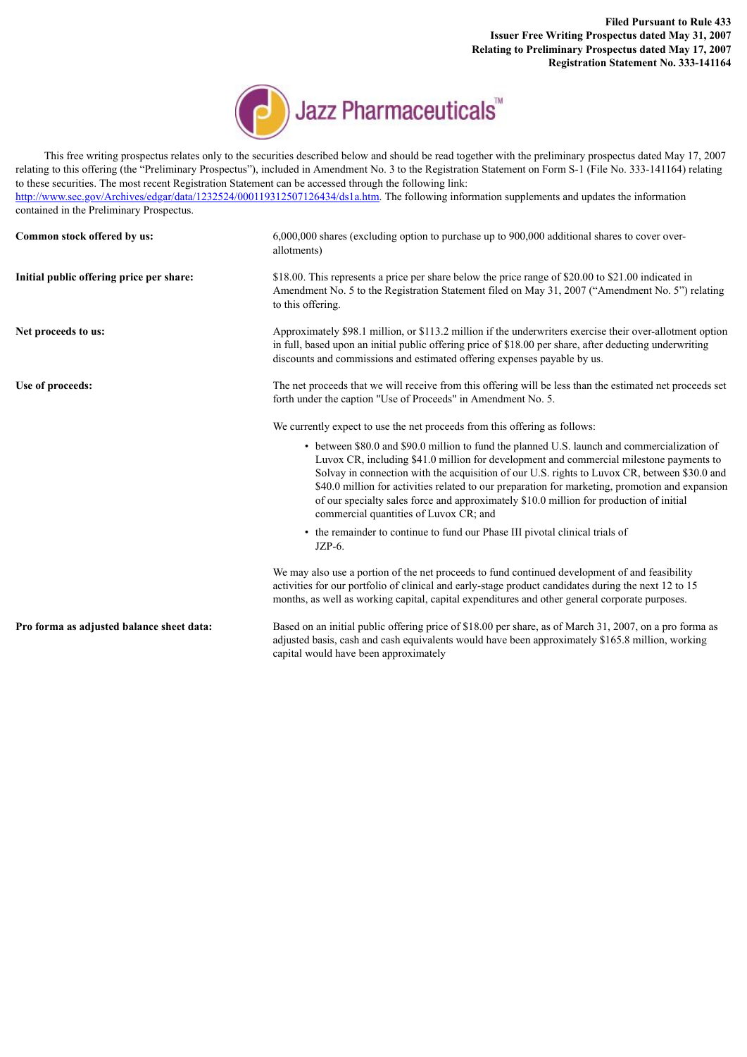**Filed Pursuant to Rule 433**
**Issuer Free Writing Prospectus dated May 31, 2007**
**Relating to Preliminary Prospectus dated May 17, 2007**
**Registration Statement No. 333-141164**

Jazz Pharmaceuticals™

This free writing prospectus relates only to the securities described below and should be read together with the preliminary prospectus dated May 17, 2007 relating to this offering (the "Preliminary Prospectus"), included in Amendment No. 3 to the Registration Statement on Form S-1 (File No. 333-141164) relating to these securities. The most recent Registration Statement can be accessed through the following link: http://www.sec.gov/Archives/edgar/data/1232524/000119312507126434/ds1a.htm. The following information supplements and updates the information contained in the Preliminary Prospectus.

| | |
|---|---|
| **Common stock offered by us:** | 6,000,000 shares (excluding option to purchase up to 900,000 additional shares to cover over-allotments) |
| **Initial public offering price per share:** | $18.00. This represents a price per share below the price range of $20.00 to $21.00 indicated in Amendment No. 5 to the Registration Statement filed on May 31, 2007 ("Amendment No. 5") relating to this offering. |
| **Net proceeds to us:** | Approximately $98.1 million, or $113.2 million if the underwriters exercise their over-allotment option in full, based upon an initial public offering price of $18.00 per share, after deducting underwriting discounts and commissions and estimated offering expenses payable by us. |
| **Use of proceeds:** | The net proceeds that we will receive from this offering will be less than the estimated net proceeds set forth under the caption "Use of Proceeds" in Amendment No. 5. |

**Use of proceeds (continued):**

We currently expect to use the net proceeds from this offering as follows:

- between $80.0 and $90.0 million to fund the planned U.S. launch and commercialization of Luvox CR, including $41.0 million for development and commercial milestone payments to Solvay in connection with the acquisition of our U.S. rights to Luvox CR, between $30.0 and $40.0 million for activities related to our preparation for marketing, promotion and expansion of our specialty sales force and approximately $10.0 million for production of initial commercial quantities of Luvox CR; and
- the remainder to continue to fund our Phase III pivotal clinical trials of JZP-6.

We may also use a portion of the net proceeds to fund continued development of and feasibility activities for our portfolio of clinical and early-stage product candidates during the next 12 to 15 months, as well as working capital, capital expenditures and other general corporate purposes.

**Pro forma as adjusted balance sheet data:** Based on an initial public offering price of $18.00 per share, as of March 31, 2007, on a pro forma as adjusted basis, cash and cash equivalents would have been approximately $165.8 million, working capital would have been approximately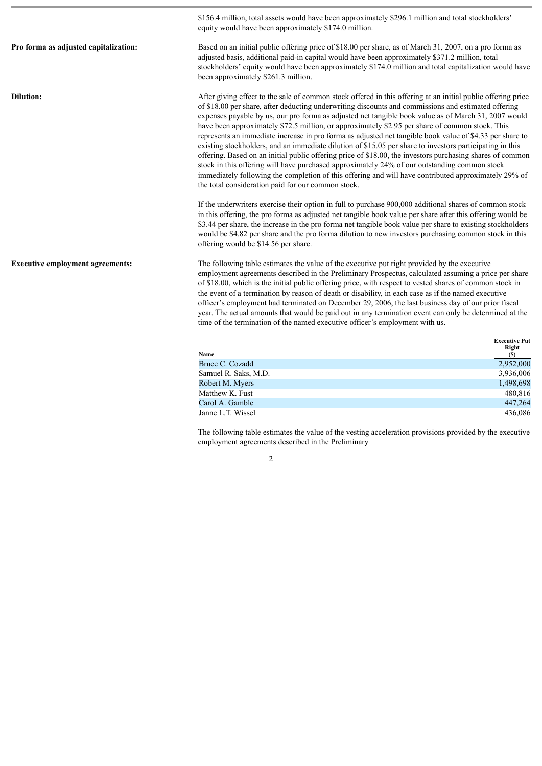$156.4 million, total assets would have been approximately $296.1 million and total stockholders' equity would have been approximately $174.0 million.

**Pro forma as adjusted capitalization:**

Based on an initial public offering price of $18.00 per share, as of March 31, 2007, on a pro forma as adjusted basis, additional paid-in capital would have been approximately $371.2 million, total stockholders' equity would have been approximately $174.0 million and total capitalization would have been approximately $261.3 million.

**Dilution:**

After giving effect to the sale of common stock offered in this offering at an initial public offering price of $18.00 per share, after deducting underwriting discounts and commissions and estimated offering expenses payable by us, our pro forma as adjusted net tangible book value as of March 31, 2007 would have been approximately $72.5 million, or approximately $2.95 per share of common stock. This represents an immediate increase in pro forma as adjusted net tangible book value of $4.33 per share to existing stockholders, and an immediate dilution of $15.05 per share to investors participating in this offering. Based on an initial public offering price of $18.00, the investors purchasing shares of common stock in this offering will have purchased approximately 24% of our outstanding common stock immediately following the completion of this offering and will have contributed approximately 29% of the total consideration paid for our common stock.

If the underwriters exercise their option in full to purchase 900,000 additional shares of common stock in this offering, the pro forma as adjusted net tangible book value per share after this offering would be $3.44 per share, the increase in the pro forma net tangible book value per share to existing stockholders would be $4.82 per share and the pro forma dilution to new investors purchasing common stock in this offering would be $14.56 per share.

**Executive employment agreements:**

The following table estimates the value of the executive put right provided by the executive employment agreements described in the Preliminary Prospectus, calculated assuming a price per share of $18.00, which is the initial public offering price, with respect to vested shares of common stock in the event of a termination by reason of death or disability, in each case as if the named executive officer's employment had terminated on December 29, 2006, the last business day of our prior fiscal year. The actual amounts that would be paid out in any termination event can only be determined at the time of the termination of the named executive officer's employment with us.

| Name | Executive Put Right ($) |
|---|---|
| Bruce C. Cozadd | 2,952,000 |
| Samuel R. Saks, M.D. | 3,936,006 |
| Robert M. Myers | 1,498,698 |
| Matthew K. Fust | 480,816 |
| Carol A. Gamble | 447,264 |
| Janne L.T. Wissel | 436,086 |

The following table estimates the value of the vesting acceleration provisions provided by the executive employment agreements described in the Preliminary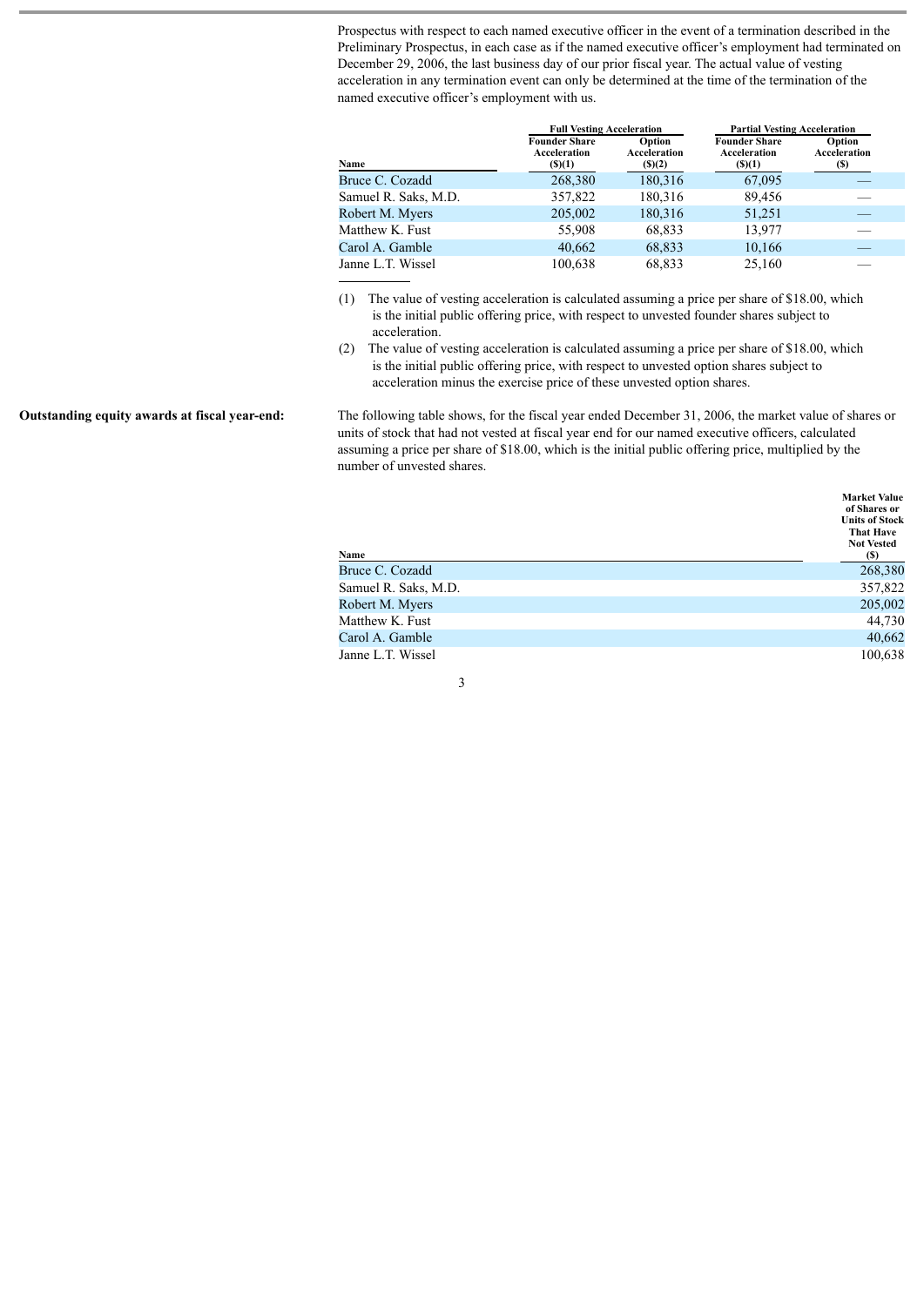Prospectus with respect to each named executive officer in the event of a termination described in the Preliminary Prospectus, in each case as if the named executive officer's employment had terminated on December 29, 2006, the last business day of our prior fiscal year. The actual value of vesting acceleration in any termination event can only be determined at the time of the termination of the named executive officer's employment with us.

| | Full Vesting Acceleration | | Partial Vesting Acceleration | |
|---|---|---|---|---|
| Name | Founder Share Acceleration ($)(1) | Option Acceleration ($)(2) | Founder Share Acceleration ($)(1) | Option Acceleration ($) |
| Bruce C. Cozadd | 268,380 | 180,316 | 67,095 | — |
| Samuel R. Saks, M.D. | 357,822 | 180,316 | 89,456 | — |
| Robert M. Myers | 205,002 | 180,316 | 51,251 | — |
| Matthew K. Fust | 55,908 | 68,833 | 13,977 | — |
| Carol A. Gamble | 40,662 | 68,833 | 10,166 | — |
| Janne L.T. Wissel | 100,638 | 68,833 | 25,160 | — |

(1) The value of vesting acceleration is calculated assuming a price per share of $18.00, which is the initial public offering price, with respect to unvested founder shares subject to acceleration.

(2) The value of vesting acceleration is calculated assuming a price per share of $18.00, which is the initial public offering price, with respect to unvested option shares subject to acceleration minus the exercise price of these unvested option shares.

**Outstanding equity awards at fiscal year-end:**

The following table shows, for the fiscal year ended December 31, 2006, the market value of shares or units of stock that had not vested at fiscal year end for our named executive officers, calculated assuming a price per share of $18.00, which is the initial public offering price, multiplied by the number of unvested shares.

| Name | Market Value of Shares or Units of Stock That Have Not Vested ($) |
|---|---|
| Bruce C. Cozadd | 268,380 |
| Samuel R. Saks, M.D. | 357,822 |
| Robert M. Myers | 205,002 |
| Matthew K. Fust | 44,730 |
| Carol A. Gamble | 40,662 |
| Janne L.T. Wissel | 100,638 |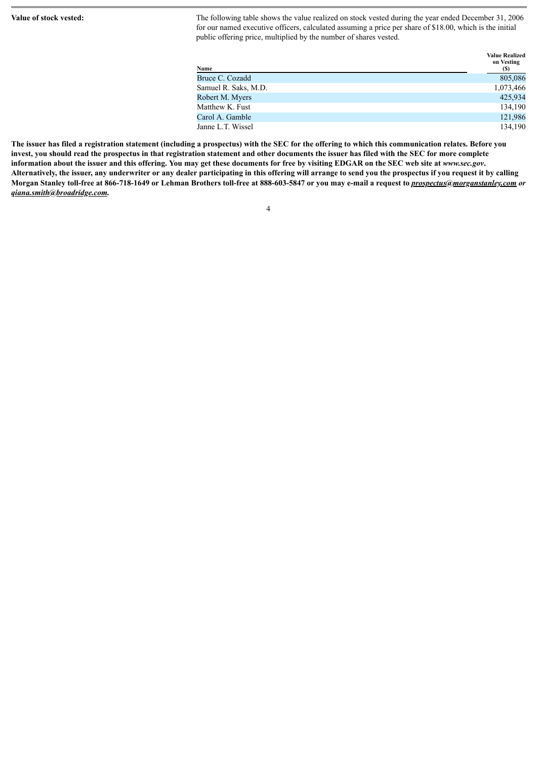**Value of stock vested:**

The following table shows the value realized on stock vested during the year ended December 31, 2006 for our named executive officers, calculated assuming a price per share of $18.00, which is the initial public offering price, multiplied by the number of shares vested.

| Name | Value Realized on Vesting ($) |
| --- | --- |
| Bruce C. Cozadd | 805,086 |
| Samuel R. Saks, M.D. | 1,073,466 |
| Robert M. Myers | 425,934 |
| Matthew K. Fust | 134,190 |
| Carol A. Gamble | 121,986 |
| Janne L.T. Wissel | 134,190 |

**The issuer has filed a registration statement (including a prospectus) with the SEC for the offering to which this communication relates. Before you invest, you should read the prospectus in that registration statement and other documents the issuer has filed with the SEC for more complete information about the issuer and this offering. You may get these documents for free by visiting EDGAR on the SEC web site at *www.sec.gov*. Alternatively, the issuer, any underwriter or any dealer participating in this offering will arrange to send you the prospectus if you request it by calling Morgan Stanley toll-free at 866-718-1649 or Lehman Brothers toll-free at 888-603-5847 or you may e-mail a request to *prospectus@morganstanley.com* or *qiana.smith@broadridge.com*.**